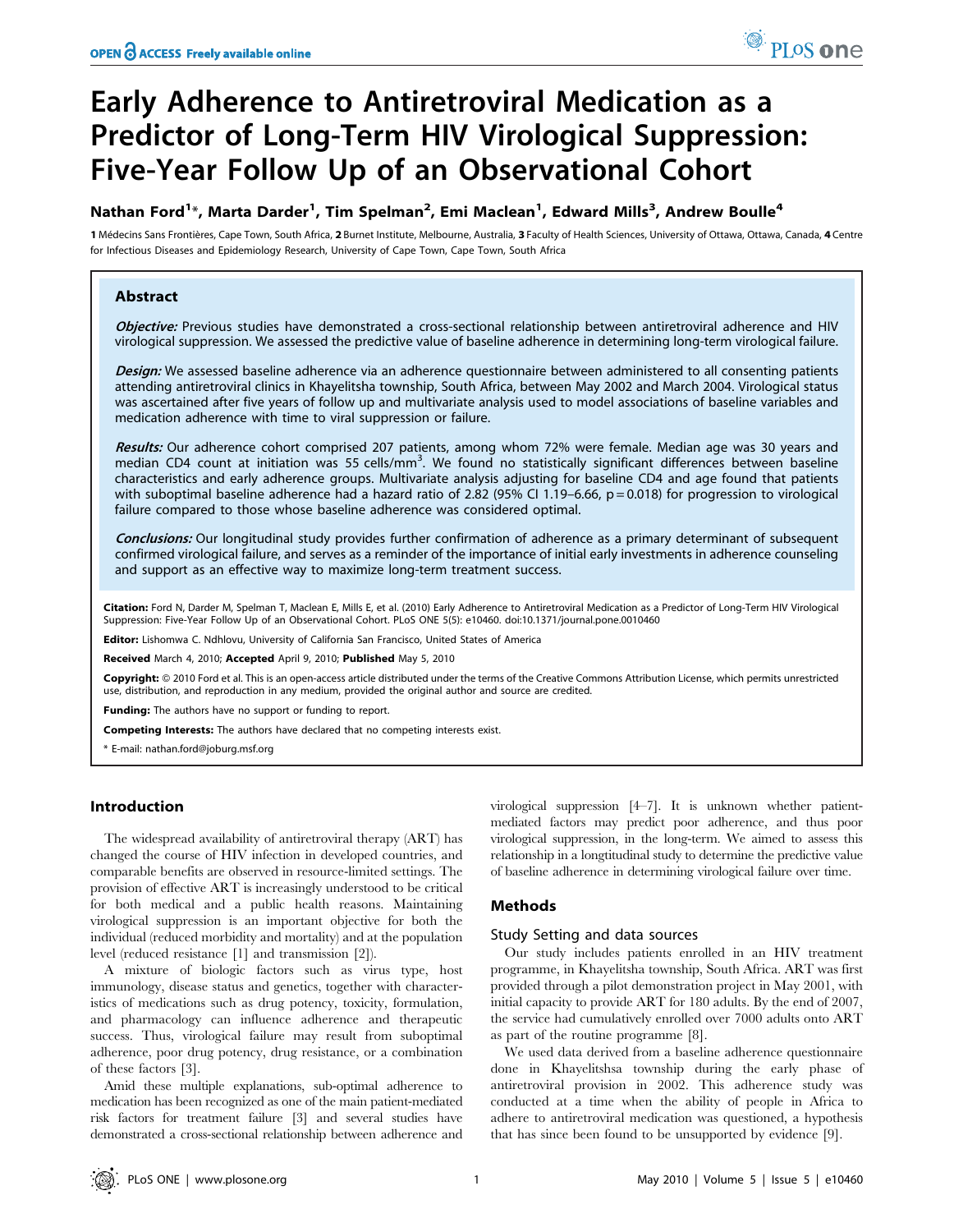# Early Adherence to Antiretroviral Medication as a Predictor of Long-Term HIV Virological Suppression: Five-Year Follow Up of an Observational Cohort

**Nathan Ford[1]*, Marta Darder[1], Tim Spelman[2], Emi Maclean[1], Edward Mills[3], Andrew Boulle[4]**

1 Médecins Sans Frontières, Cape Town, South Africa, 2 Burnet Institute, Melbourne, Australia, 3 Faculty of Health Sciences, University of Ottawa, Ottawa, Canada, 4 Centre for Infectious Diseases and Epidemiology Research, University of Cape Town, Cape Town, South Africa

## Abstract

***Objective:*** Previous studies have demonstrated a cross-sectional relationship between antiretroviral adherence and HIV virological suppression. We assessed the predictive value of baseline adherence in determining long-term virological failure.

***Design:*** We assessed baseline adherence via an adherence questionnaire between administered to all consenting patients attending antiretroviral clinics in Khayelitsha township, South Africa, between May 2002 and March 2004. Virological status was ascertained after five years of follow up and multivariate analysis used to model associations of baseline variables and medication adherence with time to viral suppression or failure.

***Results:*** Our adherence cohort comprised 207 patients, among whom 72% were female. Median age was 30 years and median CD4 count at initiation was 55 cells/mm$^3$. We found no statistically significant differences between baseline characteristics and early adherence groups. Multivariate analysis adjusting for baseline CD4 and age found that patients with suboptimal baseline adherence had a hazard ratio of 2.82 (95% CI 1.19–6.66, p = 0.018) for progression to virological failure compared to those whose baseline adherence was considered optimal.

***Conclusions:*** Our longitudinal study provides further confirmation of adherence as a primary determinant of subsequent confirmed virological failure, and serves as a reminder of the importance of initial early investments in adherence counseling and support as an effective way to maximize long-term treatment success.

**Citation:** Ford N, Darder M, Spelman T, Maclean E, Mills E, et al. (2010) Early Adherence to Antiretroviral Medication as a Predictor of Long-Term HIV Virological Suppression: Five-Year Follow Up of an Observational Cohort. PLoS ONE 5(5): e10460. doi:10.1371/journal.pone.0010460

**Editor:** Lishomwa C. Ndhlovu, University of California San Francisco, United States of America

**Received** March 4, 2010; **Accepted** April 9, 2010; **Published** May 5, 2010

**Copyright:** © 2010 Ford et al. This is an open-access article distributed under the terms of the Creative Commons Attribution License, which permits unrestricted use, distribution, and reproduction in any medium, provided the original author and source are credited.

**Funding:** The authors have no support or funding to report.

**Competing Interests:** The authors have declared that no competing interests exist.

* E-mail: nathan.ford@joburg.msf.org

## Introduction

The widespread availability of antiretroviral therapy (ART) has changed the course of HIV infection in developed countries, and comparable benefits are observed in resource-limited settings. The provision of effective ART is increasingly understood to be critical for both medical and a public health reasons. Maintaining virological suppression is an important objective for both the individual (reduced morbidity and mortality) and at the population level (reduced resistance [1] and transmission [2]).

A mixture of biologic factors such as virus type, host immunology, disease status and genetics, together with characteristics of medications such as drug potency, toxicity, formulation, and pharmacology can influence adherence and therapeutic success. Thus, virological failure may result from suboptimal adherence, poor drug potency, drug resistance, or a combination of these factors [3].

Amid these multiple explanations, sub-optimal adherence to medication has been recognized as one of the main patient-mediated risk factors for treatment failure [3] and several studies have demonstrated a cross-sectional relationship between adherence and virological suppression [4–7]. It is unknown whether patient-mediated factors may predict poor adherence, and thus poor virological suppression, in the long-term. We aimed to assess this relationship in a longtitudinal study to determine the predictive value of baseline adherence in determining virological failure over time.

## Methods

### Study Setting and data sources

Our study includes patients enrolled in an HIV treatment programme, in Khayelitsha township, South Africa. ART was first provided through a pilot demonstration project in May 2001, with initial capacity to provide ART for 180 adults. By the end of 2007, the service had cumulatively enrolled over 7000 adults onto ART as part of the routine programme [8].

We used data derived from a baseline adherence questionnaire done in Khayelitshsa township during the early phase of antiretroviral provision in 2002. This adherence study was conducted at a time when the ability of people in Africa to adhere to antiretroviral medication was questioned, a hypothesis that has since been found to be unsupported by evidence [9].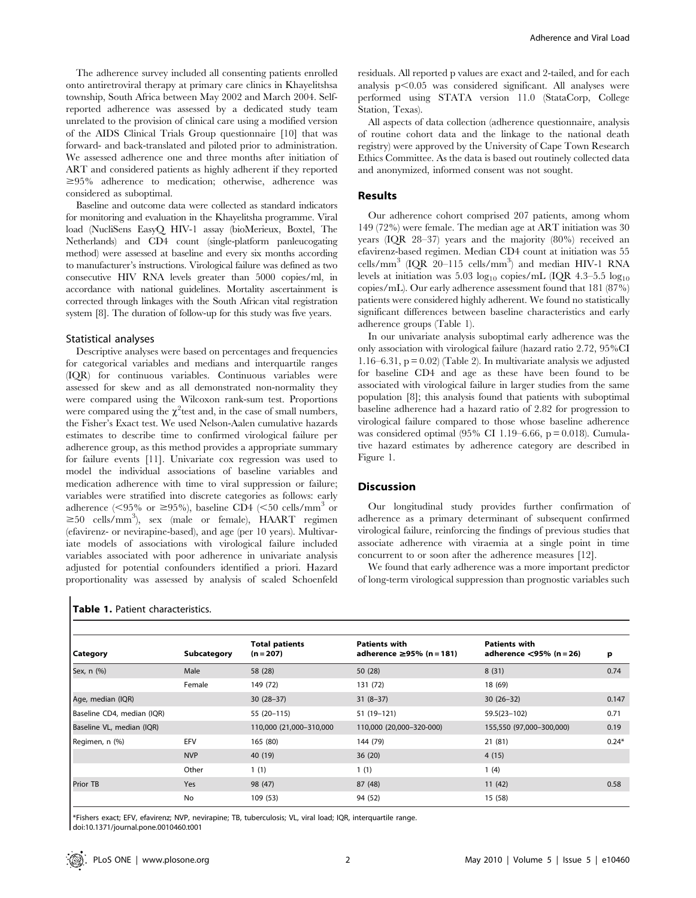The adherence survey included all consenting patients enrolled onto antiretroviral therapy at primary care clinics in Khayelitshsa township, South Africa between May 2002 and March 2004. Self-reported adherence was assessed by a dedicated study team unrelated to the provision of clinical care using a modified version of the AIDS Clinical Trials Group questionnaire [10] that was forward- and back-translated and piloted prior to administration. We assessed adherence one and three months after initiation of ART and considered patients as highly adherent if they reported ≥95% adherence to medication; otherwise, adherence was considered as suboptimal.

Baseline and outcome data were collected as standard indicators for monitoring and evaluation in the Khayelitsha programme. Viral load (NucliSens EasyQ HIV-1 assay (bioMerieux, Boxtel, The Netherlands) and CD4 count (single-platform panleucogating method) were assessed at baseline and every six months according to manufacturer's instructions. Virological failure was defined as two consecutive HIV RNA levels greater than 5000 copies/ml, in accordance with national guidelines. Mortality ascertainment is corrected through linkages with the South African vital registration system [8]. The duration of follow-up for this study was five years.

### Statistical analyses

Descriptive analyses were based on percentages and frequencies for categorical variables and medians and interquartile ranges (IQR) for continuous variables. Continuous variables were assessed for skew and as all demonstrated non-normality they were compared using the Wilcoxon rank-sum test. Proportions were compared using the $\chi^2$test and, in the case of small numbers, the Fisher's Exact test. We used Nelson-Aalen cumulative hazards estimates to describe time to confirmed virological failure per adherence group, as this method provides a appropriate summary for failure events [11]. Univariate cox regression was used to model the individual associations of baseline variables and medication adherence with time to viral suppression or failure; variables were stratified into discrete categories as follows: early adherence (<95% or ≥95%), baseline CD4 (<50 cells/mm$^3$ or ≥50 cells/mm$^3$), sex (male or female), HAART regimen (efavirenz- or nevirapine-based), and age (per 10 years). Multivariate models of associations with virological failure included variables associated with poor adherence in univariate analysis adjusted for potential confounders identified a priori. Hazard proportionality was assessed by analysis of scaled Schoenfeld residuals. All reported p values are exact and 2-tailed, and for each analysis $p<0.05$ was considered significant. All analyses were performed using STATA version 11.0 (StataCorp, College Station, Texas).

All aspects of data collection (adherence questionnaire, analysis of routine cohort data and the linkage to the national death registry) were approved by the University of Cape Town Research Ethics Committee. As the data is based out routinely collected data and anonymized, informed consent was not sought.

## Results

Our adherence cohort comprised 207 patients, among whom 149 (72%) were female. The median age at ART initiation was 30 years (IQR 28–37) years and the majority (80%) received an efavirenz-based regimen. Median CD4 count at initiation was 55 cells/mm$^3$ (IQR 20–115 cells/mm$^3$) and median HIV-1 RNA levels at initiation was 5.03 $\log_{10}$ copies/mL (IQR 4.3–5.5 $\log_{10}$ copies/mL). Our early adherence assessment found that 181 (87%) patients were considered highly adherent. We found no statistically significant differences between baseline characteristics and early adherence groups (Table 1).

In our univariate analysis suboptimal early adherence was the only association with virological failure (hazard ratio 2.72, 95%CI 1.16–6.31, p = 0.02) (Table 2). In multivariate analysis we adjusted for baseline CD4 and age as these have been found to be associated with virological failure in larger studies from the same population [8]; this analysis found that patients with suboptimal baseline adherence had a hazard ratio of 2.82 for progression to virological failure compared to those whose baseline adherence was considered optimal (95% CI 1.19–6.66, p = 0.018). Cumulative hazard estimates by adherence category are described in Figure 1.

## Discussion

Our longitudinal study provides further confirmation of adherence as a primary determinant of subsequent confirmed virological failure, reinforcing the findings of previous studies that associate adherence with viraemia at a single point in time concurrent to or soon after the adherence measures [12].

We found that early adherence was a more important predictor of long-term virological suppression than prognostic variables such

**Table 1.** Patient characteristics.

| Category | Subcategory | Total patients (n = 207) | Patients with adherence ≥95% (n = 181) | Patients with adherence <95% (n = 26) | p |
|---|---|---|---|---|---|
| Sex, n (%) | Male | 58 (28) | 50 (28) | 8 (31) | 0.74 |
| | Female | 149 (72) | 131 (72) | 18 (69) | |
| Age, median (IQR) | | 30 (28–37) | 31 (8–37) | 30 (26–32) | 0.147 |
| Baseline CD4, median (IQR) | | 55 (20–115) | 51 (19–121) | 59.5(23–102) | 0.71 |
| Baseline VL, median (IQR) | | 110,000 (21,000–310,000 | 110,000 (20,000–320-000) | 155,550 (97,000–300,000) | 0.19 |
| Regimen, n (%) | EFV | 165 (80) | 144 (79) | 21 (81) | 0.24* |
| | NVP | 40 (19) | 36 (20) | 4 (15) | |
| | Other | 1 (1) | 1 (1) | 1 (4) | |
| Prior TB | Yes | 98 (47) | 87 (48) | 11 (42) | 0.58 |
| | No | 109 (53) | 94 (52) | 15 (58) | |

*Fishers exact; EFV, efavirenz; NVP, nevirapine; TB, tuberculosis; VL, viral load; IQR, interquartile range.
doi:10.1371/journal.pone.0010460.t001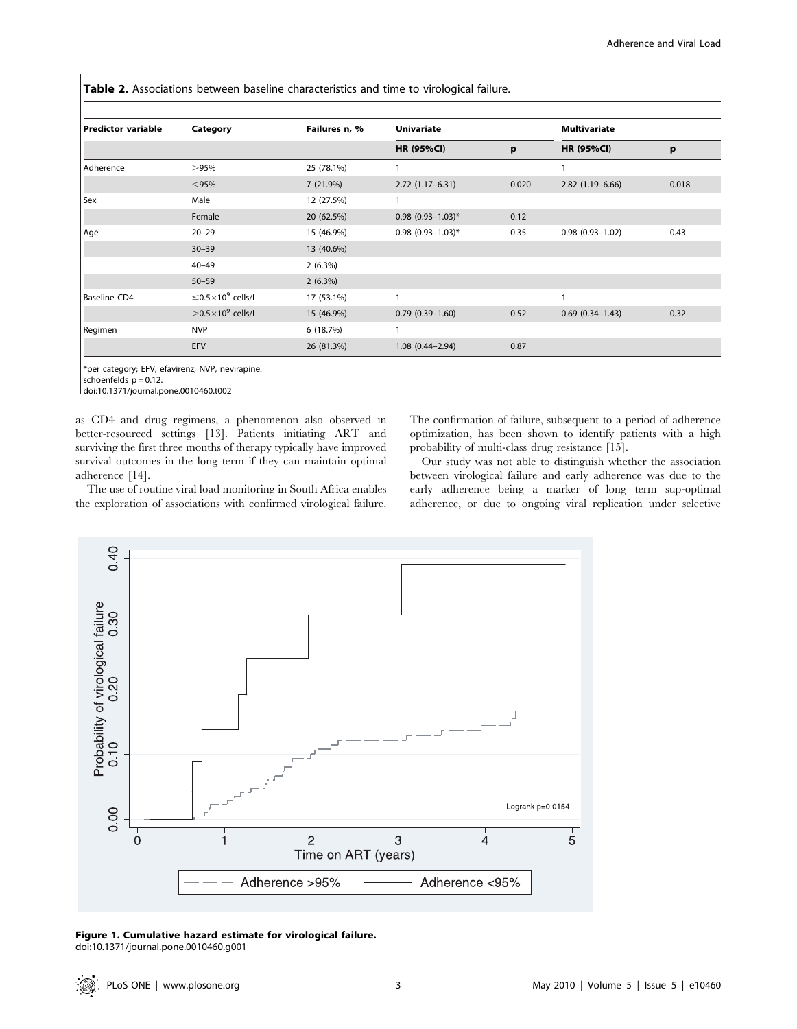**Table 2.** Associations between baseline characteristics and time to virological failure.

| Predictor variable | Category | Failures n, % | Univariate | | Multivariate | |
|---|---|---|---|---|---|---|
| | | | **HR (95%CI)** | **p** | **HR (95%CI)** | **p** |
| Adherence | >95% | 25 (78.1%) | 1 | | 1 | |
| | <95% | 7 (21.9%) | 2.72 (1.17–6.31) | 0.020 | 2.82 (1.19–6.66) | 0.018 |
| Sex | Male | 12 (27.5%) | 1 | | | |
| | Female | 20 (62.5%) | 0.98 (0.93–1.03)* | 0.12 | | |
| Age | 20–29 | 15 (46.9%) | 0.98 (0.93–1.03)* | 0.35 | 0.98 (0.93–1.02) | 0.43 |
| | 30–39 | 13 (40.6%) | | | | |
| | 40–49 | 2 (6.3%) | | | | |
| | 50–59 | 2 (6.3%) | | | | |
| Baseline CD4 | $\leq 0.5 \times 10^9$ cells/L | 17 (53.1%) | 1 | | 1 | |
| | $> 0.5 \times 10^9$ cells/L | 15 (46.9%) | 0.79 (0.39–1.60) | 0.52 | 0.69 (0.34–1.43) | 0.32 |
| Regimen | NVP | 6 (18.7%) | 1 | | | |
| | EFV | 26 (81.3%) | 1.08 (0.44–2.94) | 0.87 | | |

*per category; EFV, efavirenz; NVP, nevirapine.
schoenfelds p = 0.12.
doi:10.1371/journal.pone.0010460.t002

as CD4 and drug regimens, a phenomenon also observed in better-resourced settings [13]. Patients initiating ART and surviving the first three months of therapy typically have improved survival outcomes in the long term if they can maintain optimal adherence [14].

The use of routine viral load monitoring in South Africa enables the exploration of associations with confirmed virological failure. The confirmation of failure, subsequent to a period of adherence optimization, has been shown to identify patients with a high probability of multi-class drug resistance [15].

Our study was not able to distinguish whether the association between virological failure and early adherence was due to the early adherence being a marker of long term sup-optimal adherence, or due to ongoing viral replication under selective

**Figure 1. Cumulative hazard estimate for virological failure.**
doi:10.1371/journal.pone.0010460.g001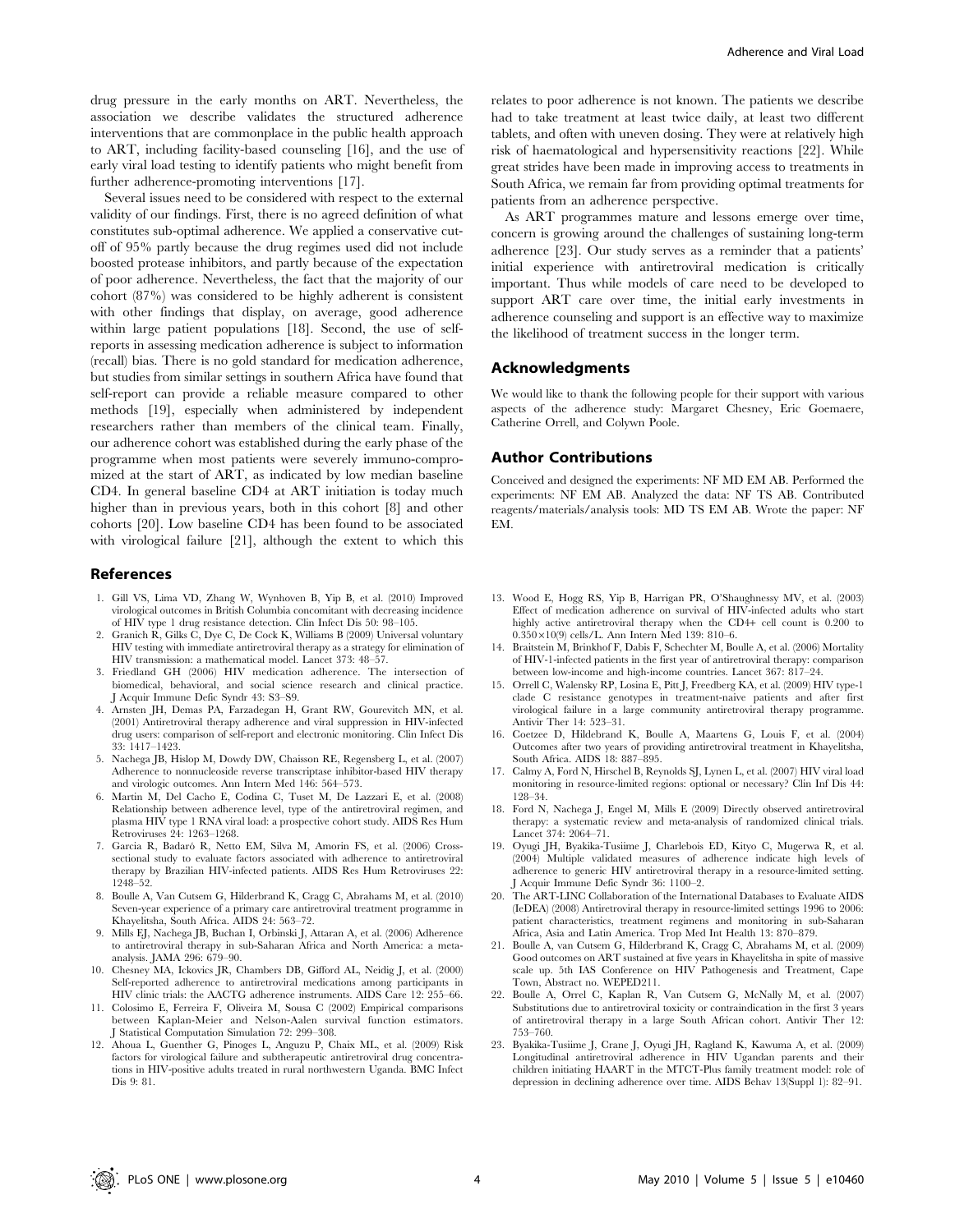drug pressure in the early months on ART. Nevertheless, the association we describe validates the structured adherence interventions that are commonplace in the public health approach to ART, including facility-based counseling [16], and the use of early viral load testing to identify patients who might benefit from further adherence-promoting interventions [17].

Several issues need to be considered with respect to the external validity of our findings. First, there is no agreed definition of what constitutes sub-optimal adherence. We applied a conservative cut-off of 95% partly because the drug regimes used did not include boosted protease inhibitors, and partly because of the expectation of poor adherence. Nevertheless, the fact that the majority of our cohort (87%) was considered to be highly adherent is consistent with other findings that display, on average, good adherence within large patient populations [18]. Second, the use of self-reports in assessing medication adherence is subject to information (recall) bias. There is no gold standard for medication adherence, but studies from similar settings in southern Africa have found that self-report can provide a reliable measure compared to other methods [19], especially when administered by independent researchers rather than members of the clinical team. Finally, our adherence cohort was established during the early phase of the programme when most patients were severely immuno-compromized at the start of ART, as indicated by low median baseline CD4. In general baseline CD4 at ART initiation is today much higher than in previous years, both in this cohort [8] and other cohorts [20]. Low baseline CD4 has been found to be associated with virological failure [21], although the extent to which this relates to poor adherence is not known. The patients we describe had to take treatment at least twice daily, at least two different tablets, and often with uneven dosing. They were at relatively high risk of haematological and hypersensitivity reactions [22]. While great strides have been made in improving access to treatments in South Africa, we remain far from providing optimal treatments for patients from an adherence perspective.

As ART programmes mature and lessons emerge over time, concern is growing around the challenges of sustaining long-term adherence [23]. Our study serves as a reminder that a patients' initial experience with antiretroviral medication is critically important. Thus while models of care need to be developed to support ART care over time, the initial early investments in adherence counseling and support is an effective way to maximize the likelihood of treatment success in the longer term.

## Acknowledgments

We would like to thank the following people for their support with various aspects of the adherence study: Margaret Chesney, Eric Goemaere, Catherine Orrell, and Colywn Poole.

## Author Contributions

Conceived and designed the experiments: NF MD EM AB. Performed the experiments: NF EM AB. Analyzed the data: NF TS AB. Contributed reagents/materials/analysis tools: MD TS EM AB. Wrote the paper: NF EM.

## References

1. Gill VS, Lima VD, Zhang W, Wynhoven B, Yip B, et al. (2010) Improved virological outcomes in British Columbia concomitant with decreasing incidence of HIV type 1 drug resistance detection. Clin Infect Dis 50: 98–105.
2. Granich R, Gilks C, Dye C, De Cock K, Williams B (2009) Universal voluntary HIV testing with immediate antiretroviral therapy as a strategy for elimination of HIV transmission: a mathematical model. Lancet 373: 48–57.
3. Friedland GH (2006) HIV medication adherence. The intersection of biomedical, behavioral, and social science research and clinical practice. J Acquir Immune Defic Syndr 43: S3–S9.
4. Arnsten JH, Demas PA, Farzadegan H, Grant RW, Gourevitch MN, et al. (2001) Antiretroviral therapy adherence and viral suppression in HIV-infected drug users: comparison of self-report and electronic monitoring. Clin Infect Dis 33: 1417–1423.
5. Nachega JB, Hislop M, Dowdy DW, Chaisson RE, Regensberg L, et al. (2007) Adherence to nonnucleoside reverse transcriptase inhibitor-based HIV therapy and virologic outcomes. Ann Intern Med 146: 564–573.
6. Martin M, Del Cacho E, Codina C, Tuset M, De Lazzari E, et al. (2008) Relationship between adherence level, type of the antiretroviral regimen, and plasma HIV type 1 RNA viral load: a prospective cohort study. AIDS Res Hum Retroviruses 24: 1263–1268.
7. Garcia R, Badaró R, Netto EM, Silva M, Amorin FS, et al. (2006) Cross-sectional study to evaluate factors associated with adherence to antiretroviral therapy by Brazilian HIV-infected patients. AIDS Res Hum Retroviruses 22: 1248–52.
8. Boulle A, Van Cutsem G, Hilderbrand K, Cragg C, Abrahams M, et al. (2010) Seven-year experience of a primary care antiretroviral treatment programme in Khayelitsha, South Africa. AIDS 24: 563–72.
9. Mills EJ, Nachega JB, Buchan I, Orbinski J, Attaran A, et al. (2006) Adherence to antiretroviral therapy in sub-Saharan Africa and North America: a meta-analysis. JAMA 296: 679–90.
10. Chesney MA, Ickovics JR, Chambers DB, Gifford AL, Neidig J, et al. (2000) Self-reported adherence to antiretroviral medications among participants in HIV clinic trials: the AACTG adherence instruments. AIDS Care 12: 255–66.
11. Colosimo E, Ferreira F, Oliveira M, Sousa C (2002) Empirical comparisons between Kaplan-Meier and Nelson-Aalen survival function estimators. J Statistical Computation Simulation 72: 299–308.
12. Ahoua L, Guenther G, Pinoges L, Anguzu P, Chaix ML, et al. (2009) Risk factors for virological failure and subtherapeutic antiretroviral drug concentrations in HIV-positive adults treated in rural northwestern Uganda. BMC Infect Dis 9: 81.
13. Wood E, Hogg RS, Yip B, Harrigan PR, O'Shaughnessy MV, et al. (2003) Effect of medication adherence on survival of HIV-infected adults who start highly active antiretroviral therapy when the CD4+ cell count is 0.200 to $0.350\times10(9)$ cells/L. Ann Intern Med 139: 810–6.
14. Braitstein M, Brinkhof F, Dabis F, Schechter M, Boulle A, et al. (2006) Mortality of HIV-1-infected patients in the first year of antiretroviral therapy: comparison between low-income and high-income countries. Lancet 367: 817–24.
15. Orrell C, Walensky RP, Losina E, Pitt J, Freedberg KA, et al. (2009) HIV type-1 clade C resistance genotypes in treatment-naive patients and after first virological failure in a large community antiretroviral therapy programme. Antivir Ther 14: 523–31.
16. Coetzee D, Hildebrand K, Boulle A, Maartens G, Louis F, et al. (2004) Outcomes after two years of providing antiretroviral treatment in Khayelitsha, South Africa. AIDS 18: 887–895.
17. Calmy A, Ford N, Hirschel B, Reynolds SJ, Lynen L, et al. (2007) HIV viral load monitoring in resource-limited regions: optional or necessary? Clin Inf Dis 44: 128–34.
18. Ford N, Nachega J, Engel M, Mills E (2009) Directly observed antiretroviral therapy: a systematic review and meta-analysis of randomized clinical trials. Lancet 374: 2064–71.
19. Oyugi JH, Byakika-Tusiime J, Charlebois ED, Kityo C, Mugerwa R, et al. (2004) Multiple validated measures of adherence indicate high levels of adherence to generic HIV antiretroviral therapy in a resource-limited setting. J Acquir Immune Defic Syndr 36: 1100–2.
20. The ART-LINC Collaboration of the International Databases to Evaluate AIDS (IeDEA) (2008) Antiretroviral therapy in resource-limited settings 1996 to 2006: patient characteristics, treatment regimens and monitoring in sub-Saharan Africa, Asia and Latin America. Trop Med Int Health 13: 870–879.
21. Boulle A, van Cutsem G, Hilderbrand K, Cragg C, Abrahams M, et al. (2009) Good outcomes on ART sustained at five years in Khayelitsha in spite of massive scale up. 5th IAS Conference on HIV Pathogenesis and Treatment, Cape Town, Abstract no. WEPED211.
22. Boulle A, Orrel C, Kaplan R, Van Cutsem G, McNally M, et al. (2007) Substitutions due to antiretroviral toxicity or contraindication in the first 3 years of antiretroviral therapy in a large South African cohort. Antivir Ther 12: 753–760.
23. Byakika-Tusiime J, Crane J, Oyugi JH, Ragland K, Kawuma A, et al. (2009) Longitudinal antiretroviral adherence in HIV Ugandan parents and their children initiating HAART in the MTCT-Plus family treatment model: role of depression in declining adherence over time. AIDS Behav 13(Suppl 1): 82–91.